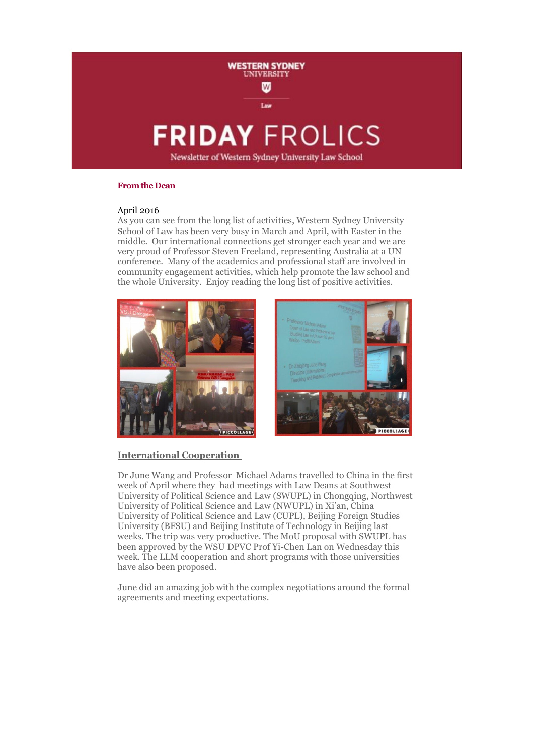# FRIDAY FROLICS

Newsletter of Western Sydney University Law School

**From the Dean**

April 2016

As you can see from the long list of activities, Western Sydney University School of Law has been very busy in March and April, with Easter in the middle. Our international connections get stronger each year and we are very proud of Professor Steven Freeland, representing Australia at a UN conference. Many of the academics and professional staff are involved in community engagement activities, which help promote the law school and the whole University. Enjoy reading the long list of positive activities.

## International Cooperation

Dr June Wang and Professor Michael Adams travelled to China in the first week of April where they had meetings with Law Deans at Southwest University of Political Science and Law (SWUPL) in Chongqing, Northwest University of Political Science and Law (NWUPL) in Xi'an, China University of Political Science and Law (CUPL), Beijing Foreign Studies University (BFSU) and Beijing Institute of Technology in Beijing last weeks. The trip was very productive. The MoU proposal with SWUPL has been approved by the WSU DPVC Prof Yi-Chen Lan on Wednesday this week. The LLM cooperation and short programs with those universities have also been proposed.

June did an amazing job with the complex negotiations around the formal agreements and meeting expectations.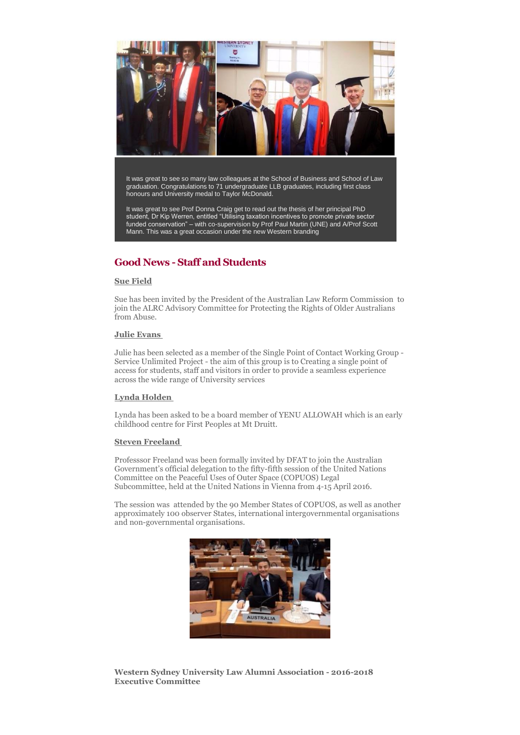It was great to see so many law colleagues at the School of Business and School of Law graduation. Congratulations to 71 undergraduate LLB graduates, including first class honours and University medal to Taylor McDonald.

It was great to see Prof Donna Craig get to read out the thesis of her principal PhD student, Dr Kip Werren, entitled "Utilising taxation incentives to promote private sector funded conservation" – with co-supervision by Prof Paul Martin (UNE) and A/Prof Scott Mann. This was a great occasion under the new Western branding

## Good News - Staff and Students

**Sue Field**

Sue has been invited by the President of the Australian Law Reform Commission to join the ALRC Advisory Committee for Protecting the Rights of Older Australians from Abuse.

**Julie Evans**

Julie has been selected as a member of the Single Point of Contact Working Group - Service Unlimited Project - the aim of this group is to Creating a single point of access for students, staff and visitors in order to provide a seamless experience across the wide range of University services

**Lynda Holden**

Lynda has been asked to be a board member of YENU ALLOWAH which is an early childhood centre for First Peoples at Mt Druitt.

**Steven Freeland**

Professsor Freeland was been formally invited by DFAT to join the Australian Government's official delegation to the fifty-fifth session of the United Nations Committee on the Peaceful Uses of Outer Space (COPUOS) Legal Subcommittee, held at the United Nations in Vienna from 4-15 April 2016.

The session was attended by the 90 Member States of COPUOS, as well as another approximately 100 observer States, international intergovernmental organisations and non-governmental organisations.

**Western Sydney University Law Alumni Association - 2016-2018 Executive Committee**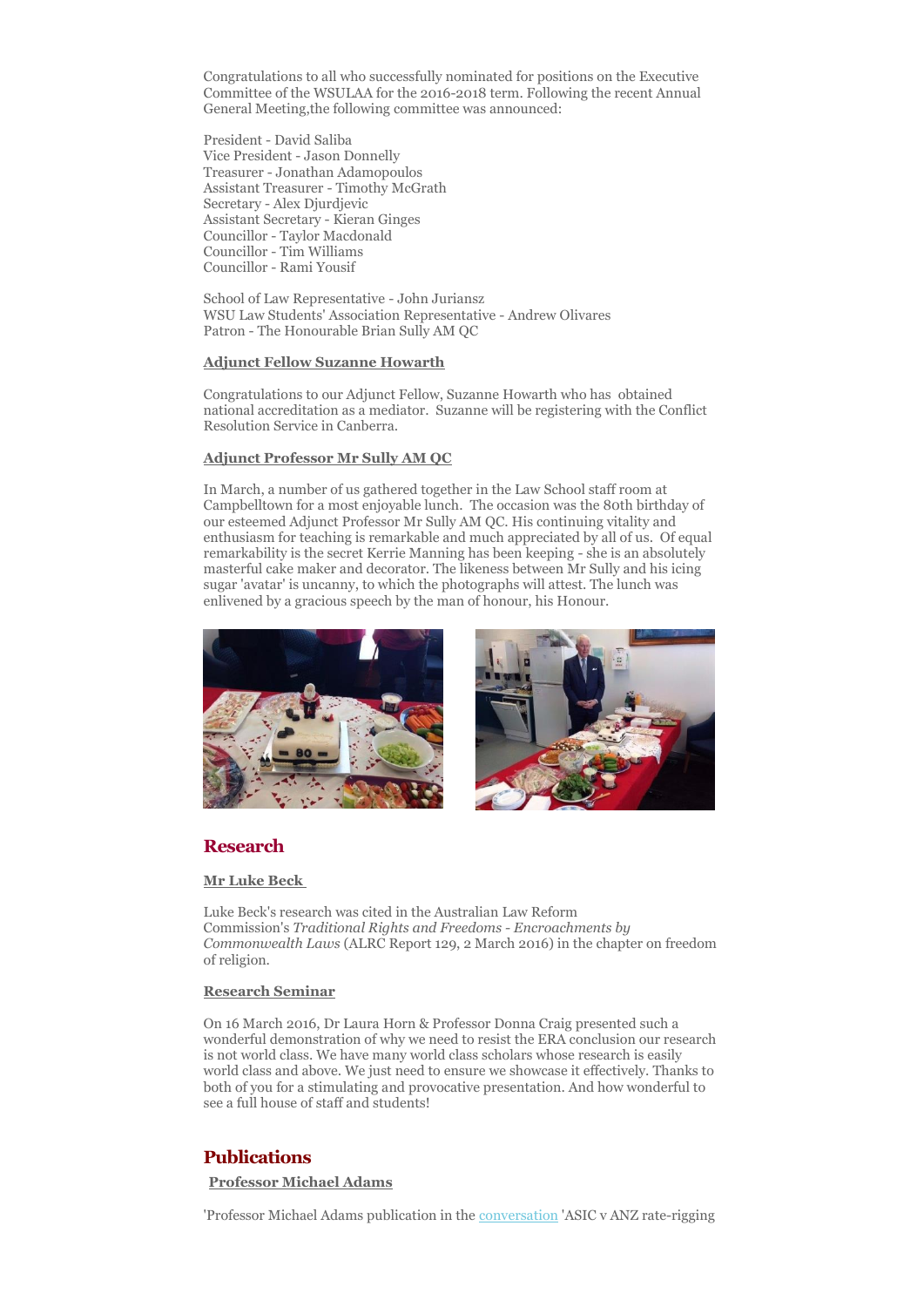Congratulations to all who successfully nominated for positions on the Executive Committee of the WSULAA for the 2016-2018 term. Following the recent Annual General Meeting,the following committee was announced:

President - David Saliba
Vice President - Jason Donnelly
Treasurer - Jonathan Adamopoulos
Assistant Treasurer - Timothy McGrath
Secretary - Alex Djurdjevic
Assistant Secretary - Kieran Ginges
Councillor - Taylor Macdonald
Councillor - Tim Williams
Councillor - Rami Yousif

School of Law Representative - John Juriansz
WSU Law Students' Association Representative - Andrew Olivares
Patron - The Honourable Brian Sully AM QC

**Adjunct Fellow Suzanne Howarth**

Congratulations to our Adjunct Fellow, Suzanne Howarth who has obtained national accreditation as a mediator. Suzanne will be registering with the Conflict Resolution Service in Canberra.

**Adjunct Professor Mr Sully AM QC**

In March, a number of us gathered together in the Law School staff room at Campbelltown for a most enjoyable lunch. The occasion was the 80th birthday of our esteemed Adjunct Professor Mr Sully AM QC. His continuing vitality and enthusiasm for teaching is remarkable and much appreciated by all of us. Of equal remarkability is the secret Kerrie Manning has been keeping - she is an absolutely masterful cake maker and decorator. The likeness between Mr Sully and his icing sugar 'avatar' is uncanny, to which the photographs will attest. The lunch was enlivened by a gracious speech by the man of honour, his Honour.

## Research

**Mr Luke Beck**

Luke Beck's research was cited in the Australian Law Reform Commission's *Traditional Rights and Freedoms - Encroachments by Commonwealth Laws* (ALRC Report 129, 2 March 2016) in the chapter on freedom of religion.

**Research Seminar**

On 16 March 2016, Dr Laura Horn & Professor Donna Craig presented such a wonderful demonstration of why we need to resist the ERA conclusion our research is not world class. We have many world class scholars whose research is easily world class and above. We just need to ensure we showcase it effectively. Thanks to both of you for a stimulating and provocative presentation. And how wonderful to see a full house of staff and students!

## Publications

**Professor Michael Adams**

'Professor Michael Adams publication in the conversation 'ASIC v ANZ rate-rigging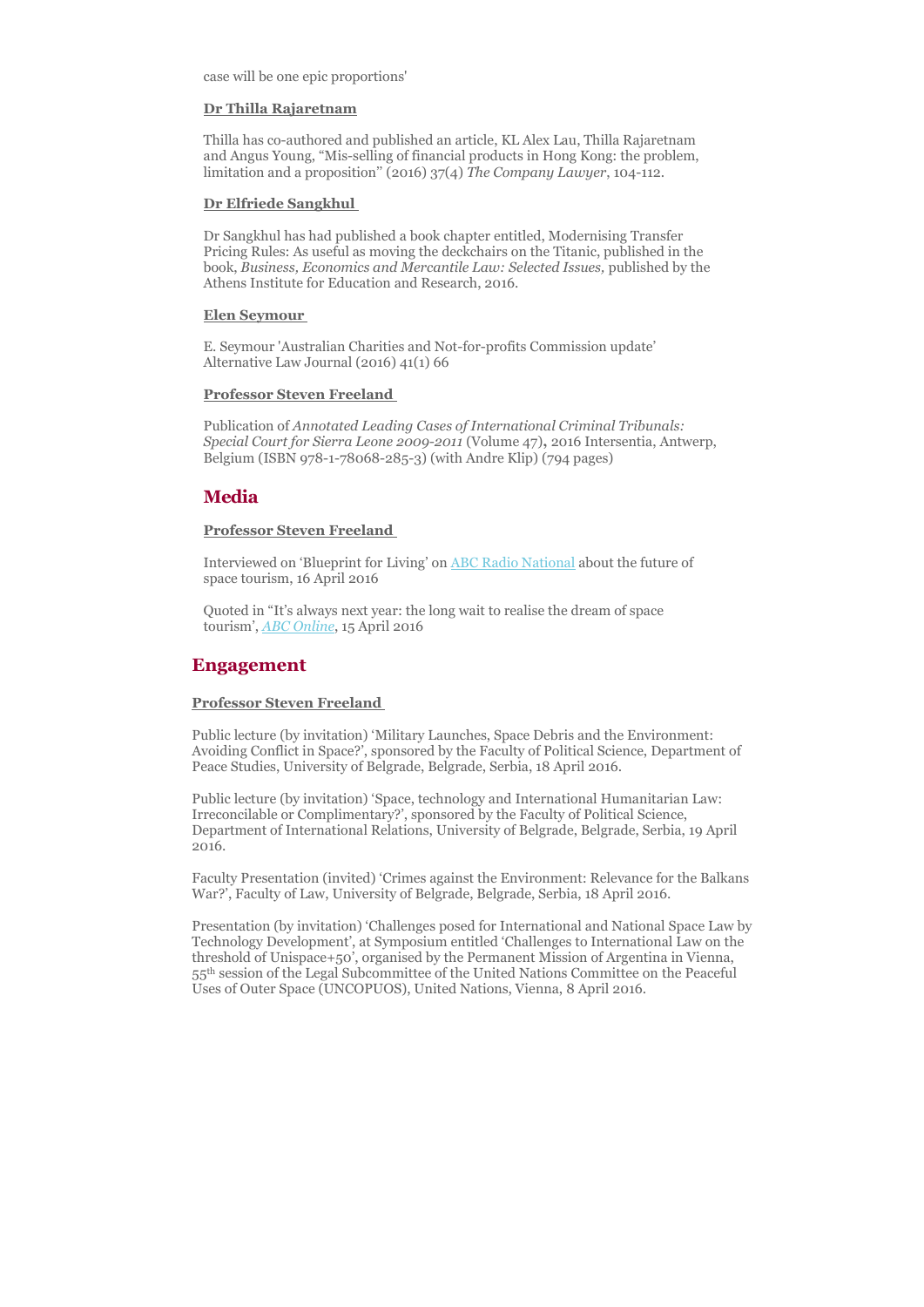case will be one epic proportions'

**Dr Thilla Rajaretnam**

Thilla has co-authored and published an article, KL Alex Lau, Thilla Rajaretnam and Angus Young, "Mis-selling of financial products in Hong Kong: the problem, limitation and a proposition" (2016) 37(4) *The Company Lawyer*, 104-112.

**Dr Elfriede Sangkhul**

Dr Sangkhul has had published a book chapter entitled, Modernising Transfer Pricing Rules: As useful as moving the deckchairs on the Titanic, published in the book, *Business, Economics and Mercantile Law: Selected Issues,* published by the Athens Institute for Education and Research, 2016.

**Elen Seymour**

E. Seymour 'Australian Charities and Not-for-profits Commission update' Alternative Law Journal (2016) 41(1) 66

**Professor Steven Freeland**

Publication of *Annotated Leading Cases of International Criminal Tribunals: Special Court for Sierra Leone 2009-2011* (Volume 47)**,** 2016 Intersentia, Antwerp, Belgium (ISBN 978-1-78068-285-3) (with Andre Klip) (794 pages)

## Media

**Professor Steven Freeland**

Interviewed on 'Blueprint for Living' on ABC Radio National about the future of space tourism, 16 April 2016

Quoted in "It's always next year: the long wait to realise the dream of space tourism', *ABC Online*, 15 April 2016

## Engagement

**Professor Steven Freeland**

Public lecture (by invitation) 'Military Launches, Space Debris and the Environment: Avoiding Conflict in Space?', sponsored by the Faculty of Political Science, Department of Peace Studies, University of Belgrade, Belgrade, Serbia, 18 April 2016.

Public lecture (by invitation) 'Space, technology and International Humanitarian Law: Irreconcilable or Complimentary?', sponsored by the Faculty of Political Science, Department of International Relations, University of Belgrade, Belgrade, Serbia, 19 April 2016.

Faculty Presentation (invited) 'Crimes against the Environment: Relevance for the Balkans War?', Faculty of Law, University of Belgrade, Belgrade, Serbia, 18 April 2016.

Presentation (by invitation) 'Challenges posed for International and National Space Law by Technology Development', at Symposium entitled 'Challenges to International Law on the threshold of Unispace+50', organised by the Permanent Mission of Argentina in Vienna, 55th session of the Legal Subcommittee of the United Nations Committee on the Peaceful Uses of Outer Space (UNCOPUOS), United Nations, Vienna, 8 April 2016.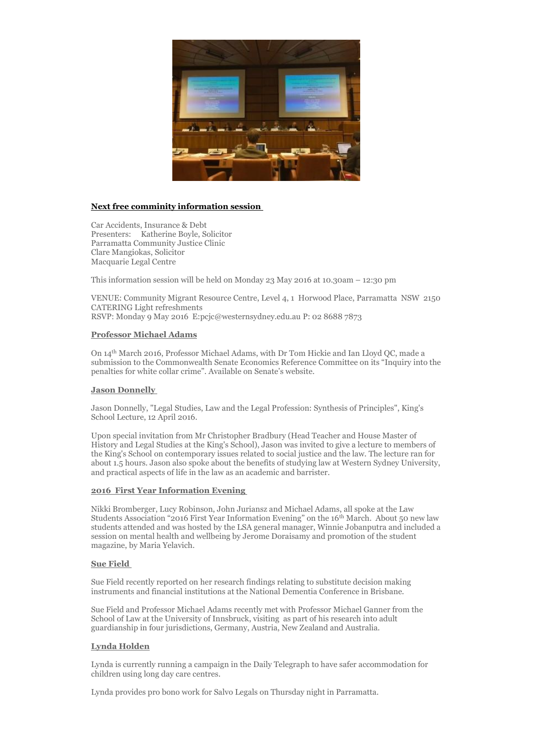**Next free comminity information session**

Car Accidents, Insurance & Debt
Presenters: Katherine Boyle, Solicitor
Parramatta Community Justice Clinic
Clare Mangiokas, Solicitor
Macquarie Legal Centre

This information session will be held on Monday 23 May 2016 at 10.30am – 12:30 pm

VENUE: Community Migrant Resource Centre, Level 4, 1 Horwood Place, Parramatta NSW 2150
CATERING Light refreshments
RSVP: Monday 9 May 2016 E:pcjc@westernsydney.edu.au P: 02 8688 7873

**Professor Michael Adams**

On 14th March 2016, Professor Michael Adams, with Dr Tom Hickie and Ian Lloyd QC, made a submission to the Commonwealth Senate Economics Reference Committee on its "Inquiry into the penalties for white collar crime". Available on Senate's website.

**Jason Donnelly**

Jason Donnelly, "Legal Studies, Law and the Legal Profession: Synthesis of Principles", King's School Lecture, 12 April 2016.

Upon special invitation from Mr Christopher Bradbury (Head Teacher and House Master of History and Legal Studies at the King's School), Jason was invited to give a lecture to members of the King's School on contemporary issues related to social justice and the law. The lecture ran for about 1.5 hours. Jason also spoke about the benefits of studying law at Western Sydney University, and practical aspects of life in the law as an academic and barrister.

**2016 First Year Information Evening**

Nikki Bromberger, Lucy Robinson, John Juriansz and Michael Adams, all spoke at the Law Students Association "2016 First Year Information Evening" on the 16th March. About 50 new law students attended and was hosted by the LSA general manager, Winnie Jobanputra and included a session on mental health and wellbeing by Jerome Doraisamy and promotion of the student magazine, by Maria Yelavich.

**Sue Field**

Sue Field recently reported on her research findings relating to substitute decision making instruments and financial institutions at the National Dementia Conference in Brisbane.

Sue Field and Professor Michael Adams recently met with Professor Michael Ganner from the School of Law at the University of Innsbruck, visiting as part of his research into adult guardianship in four jurisdictions, Germany, Austria, New Zealand and Australia.

**Lynda Holden**

Lynda is currently running a campaign in the Daily Telegraph to have safer accommodation for children using long day care centres.

Lynda provides pro bono work for Salvo Legals on Thursday night in Parramatta.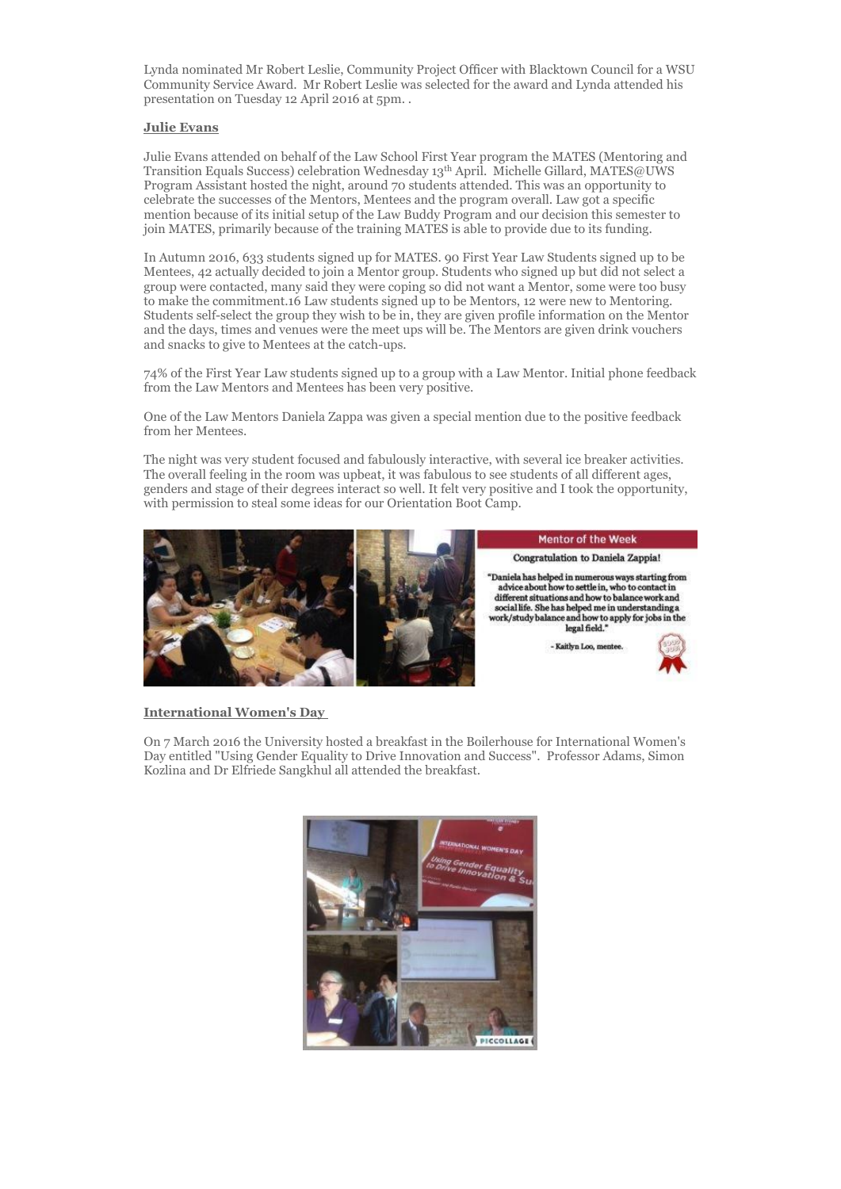Lynda nominated Mr Robert Leslie, Community Project Officer with Blacktown Council for a WSU Community Service Award. Mr Robert Leslie was selected for the award and Lynda attended his presentation on Tuesday 12 April 2016 at 5pm. .

**Julie Evans**

Julie Evans attended on behalf of the Law School First Year program the MATES (Mentoring and Transition Equals Success) celebration Wednesday 13th April. Michelle Gillard, MATES@UWS Program Assistant hosted the night, around 70 students attended. This was an opportunity to celebrate the successes of the Mentors, Mentees and the program overall. Law got a specific mention because of its initial setup of the Law Buddy Program and our decision this semester to join MATES, primarily because of the training MATES is able to provide due to its funding.

In Autumn 2016, 633 students signed up for MATES. 90 First Year Law Students signed up to be Mentees, 42 actually decided to join a Mentor group. Students who signed up but did not select a group were contacted, many said they were coping so did not want a Mentor, some were too busy to make the commitment.16 Law students signed up to be Mentors, 12 were new to Mentoring. Students self-select the group they wish to be in, they are given profile information on the Mentor and the days, times and venues were the meet ups will be. The Mentors are given drink vouchers and snacks to give to Mentees at the catch-ups.

74% of the First Year Law students signed up to a group with a Law Mentor. Initial phone feedback from the Law Mentors and Mentees has been very positive.

One of the Law Mentors Daniela Zappa was given a special mention due to the positive feedback from her Mentees.

The night was very student focused and fabulously interactive, with several ice breaker activities. The overall feeling in the room was upbeat, it was fabulous to see students of all different ages, genders and stage of their degrees interact so well. It felt very positive and I took the opportunity, with permission to steal some ideas for our Orientation Boot Camp.

Mentor of the Week

Congratulation to Daniela Zappia!

"Daniela has helped in numerous ways starting from advice about how to settle in, who to contact in different situations and how to balance work and social life. She has helped me in understanding a work/study balance and how to apply for jobs in the legal field."

- Kaitlyn Loo, mentee.

**International Women's Day**

On 7 March 2016 the University hosted a breakfast in the Boilerhouse for International Women's Day entitled "Using Gender Equality to Drive Innovation and Success". Professor Adams, Simon Kozlina and Dr Elfriede Sangkhul all attended the breakfast.